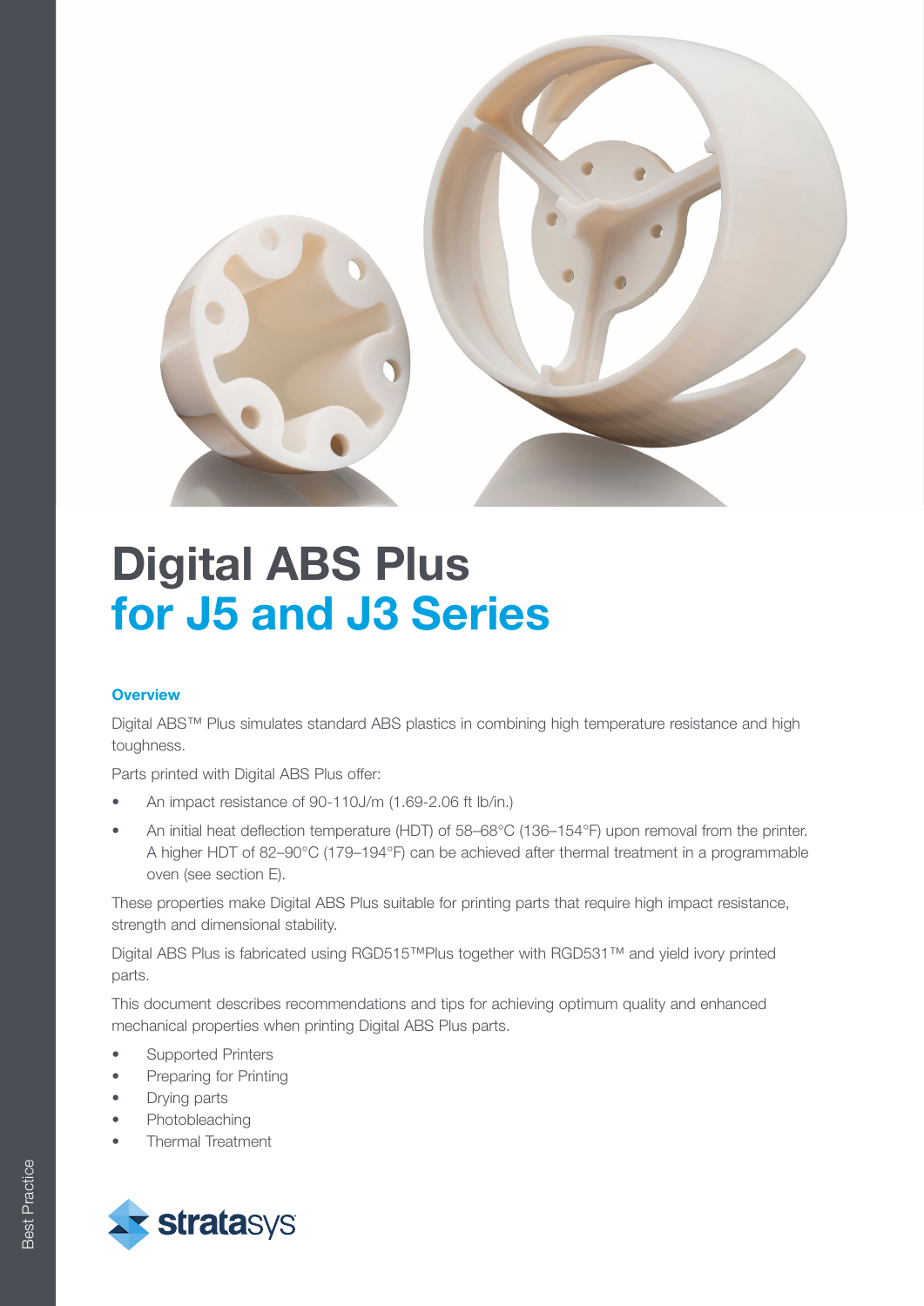# Digital ABS Plus
## for J5 and J3 Series

### Overview

Digital ABS™ Plus simulates standard ABS plastics in combining high temperature resistance and high toughness.

Parts printed with Digital ABS Plus offer:

- An impact resistance of 90-110J/m (1.69-2.06 ft lb/in.)
- An initial heat deflection temperature (HDT) of 58–68°C (136–154°F) upon removal from the printer. A higher HDT of 82–90°C (179–194°F) can be achieved after thermal treatment in a programmable oven (see section E).

These properties make Digital ABS Plus suitable for printing parts that require high impact resistance, strength and dimensional stability.

Digital ABS Plus is fabricated using RGD515™Plus together with RGD531™ and yield ivory printed parts.

This document describes recommendations and tips for achieving optimum quality and enhanced mechanical properties when printing Digital ABS Plus parts.

- Supported Printers
- Preparing for Printing
- Drying parts
- Photobleaching
- Thermal Treatment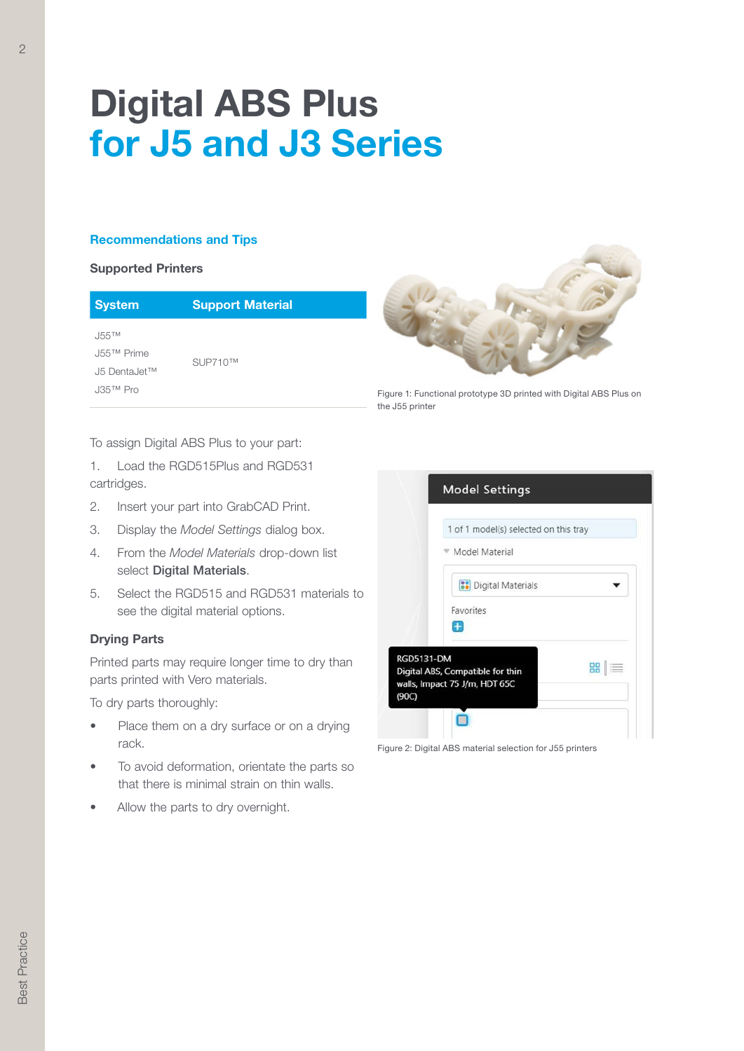# Digital ABS Plus
## for J5 and J3 Series

### Recommendations and Tips

#### Supported Printers

| System | Support Material |
|---|---|
| J55™<br>J55™ Prime<br>J5 DentaJet™<br>J35™ Pro | SUP710™ |

Figure 1: Functional prototype 3D printed with Digital ABS Plus on the J55 printer

To assign Digital ABS Plus to your part:

1. Load the RGD515Plus and RGD531 cartridges.
2. Insert your part into GrabCAD Print.
3. Display the *Model Settings* dialog box.
4. From the *Model Materials* drop-down list select **Digital Materials**.
5. Select the RGD515 and RGD531 materials to see the digital material options.

Figure 2: Digital ABS material selection for J55 printers

#### Drying Parts

Printed parts may require longer time to dry than parts printed with Vero materials.

To dry parts thoroughly:

- Place them on a dry surface or on a drying rack.
- To avoid deformation, orientate the parts so that there is minimal strain on thin walls.
- Allow the parts to dry overnight.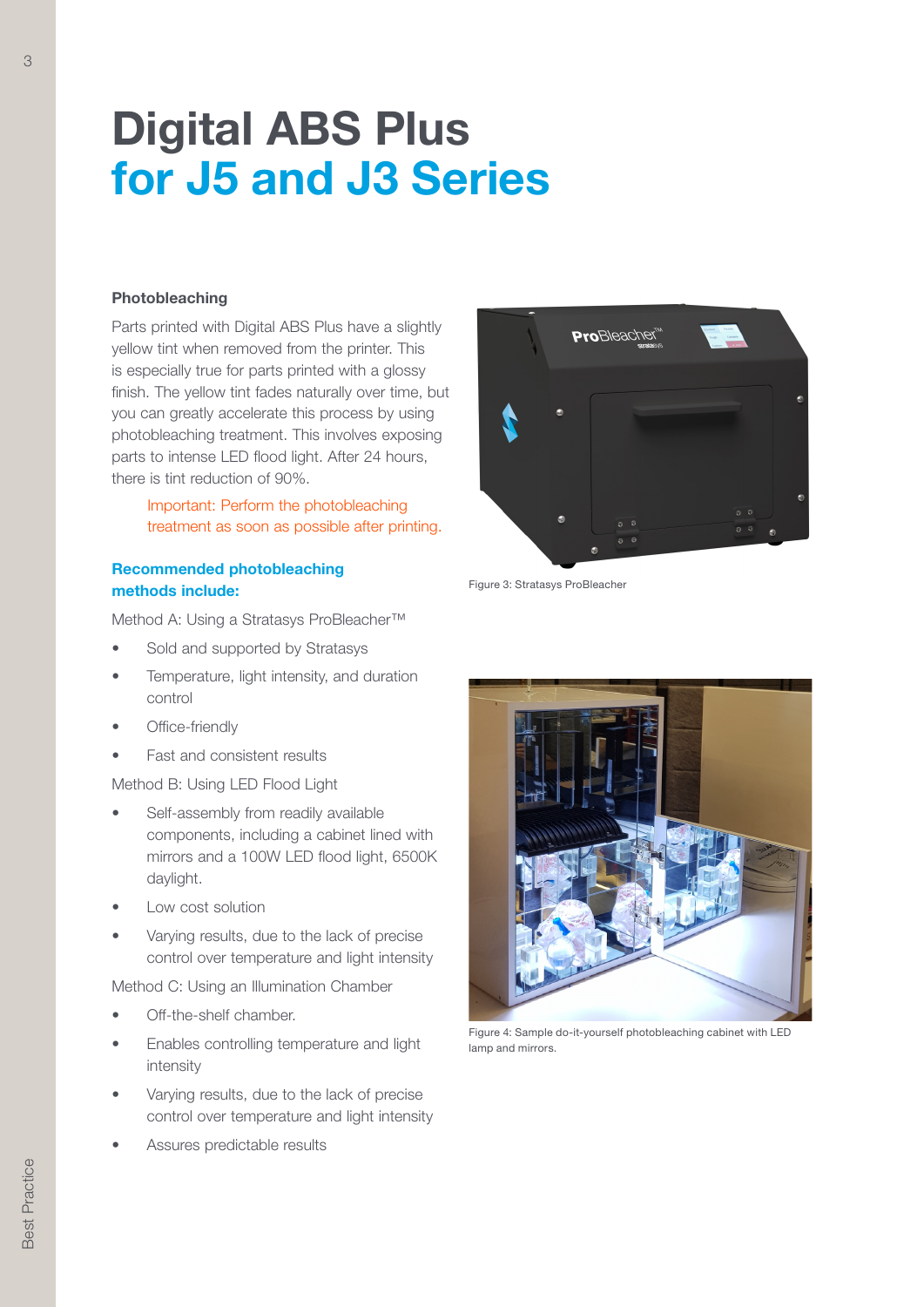# Digital ABS Plus for J5 and J3 Series

### Photobleaching

Parts printed with Digital ABS Plus have a slightly yellow tint when removed from the printer. This is especially true for parts printed with a glossy finish. The yellow tint fades naturally over time, but you can greatly accelerate this process by using photobleaching treatment. This involves exposing parts to intense LED flood light. After 24 hours, there is tint reduction of 90%.

> Important: Perform the photobleaching treatment as soon as possible after printing.

### Recommended photobleaching methods include:

Method A: Using a Stratasys ProBleacher™

- Sold and supported by Stratasys
- Temperature, light intensity, and duration control
- Office-friendly
- Fast and consistent results

Method B: Using LED Flood Light

- Self-assembly from readily available components, including a cabinet lined with mirrors and a 100W LED flood light, 6500K daylight.
- Low cost solution
- Varying results, due to the lack of precise control over temperature and light intensity

Method C: Using an Illumination Chamber

- Off-the-shelf chamber.
- Enables controlling temperature and light intensity
- Varying results, due to the lack of precise control over temperature and light intensity
- Assures predictable results

Figure 3: Stratasys ProBleacher

Figure 4: Sample do-it-yourself photobleaching cabinet with LED lamp and mirrors.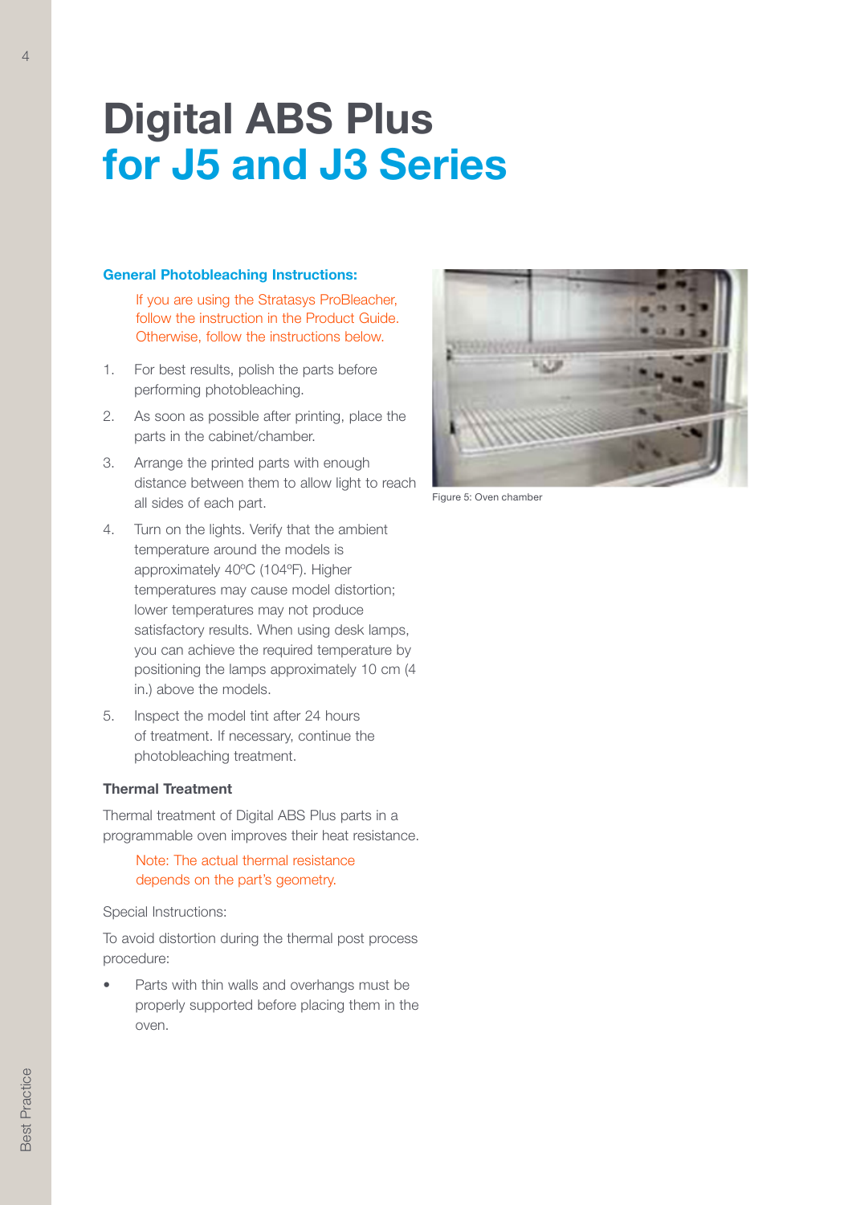# Digital ABS Plus for J5 and J3 Series

### General Photobleaching Instructions:

If you are using the Stratasys ProBleacher, follow the instruction in the Product Guide. Otherwise, follow the instructions below.

1. For best results, polish the parts before performing photobleaching.
2. As soon as possible after printing, place the parts in the cabinet/chamber.
3. Arrange the printed parts with enough distance between them to allow light to reach all sides of each part.
4. Turn on the lights. Verify that the ambient temperature around the models is approximately 40ºC (104ºF). Higher temperatures may cause model distortion; lower temperatures may not produce satisfactory results. When using desk lamps, you can achieve the required temperature by positioning the lamps approximately 10 cm (4 in.) above the models.
5. Inspect the model tint after 24 hours of treatment. If necessary, continue the photobleaching treatment.

### Thermal Treatment

Thermal treatment of Digital ABS Plus parts in a programmable oven improves their heat resistance.

Note: The actual thermal resistance depends on the part's geometry.

Special Instructions:

To avoid distortion during the thermal post process procedure:

- Parts with thin walls and overhangs must be properly supported before placing them in the oven.

Figure 5: Oven chamber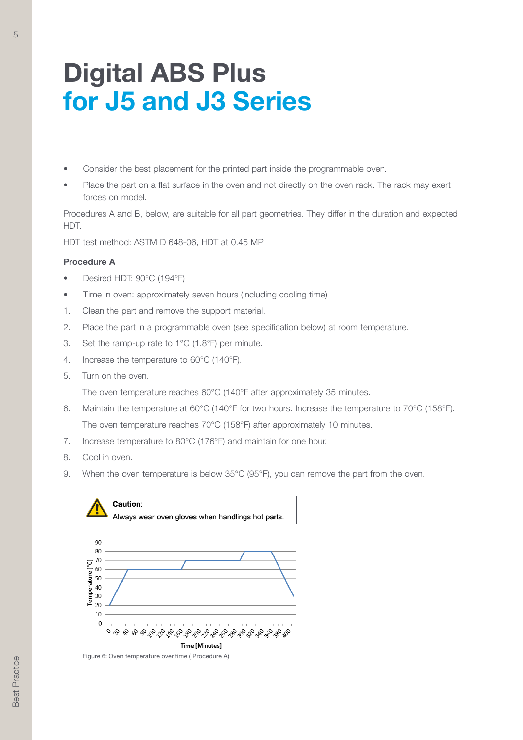# Digital ABS Plus
## for J5 and J3 Series

- Consider the best placement for the printed part inside the programmable oven.
- Place the part on a flat surface in the oven and not directly on the oven rack. The rack may exert forces on model.

Procedures A and B, below, are suitable for all part geometries. They differ in the duration and expected HDT.

HDT test method: ASTM D 648-06, HDT at 0.45 MP

**Procedure A**

- Desired HDT: 90°C (194°F)
- Time in oven: approximately seven hours (including cooling time)

1. Clean the part and remove the support material.
2. Place the part in a programmable oven (see specification below) at room temperature.
3. Set the ramp-up rate to 1°C (1.8°F) per minute.
4. Increase the temperature to 60°C (140°F).
5. Turn on the oven.

   The oven temperature reaches 60°C (140°F after approximately 35 minutes.
6. Maintain the temperature at 60°C (140°F for two hours. Increase the temperature to 70°C (158°F).

   The oven temperature reaches 70°C (158°F) after approximately 10 minutes.
7. Increase temperature to 80°C (176°F) and maintain for one hour.
8. Cool in oven.
9. When the oven temperature is below 35°C (95°F), you can remove the part from the oven.

**Caution**:
Always wear oven gloves when handlings hot parts.

Figure 6: Oven temperature over time ( Procedure A)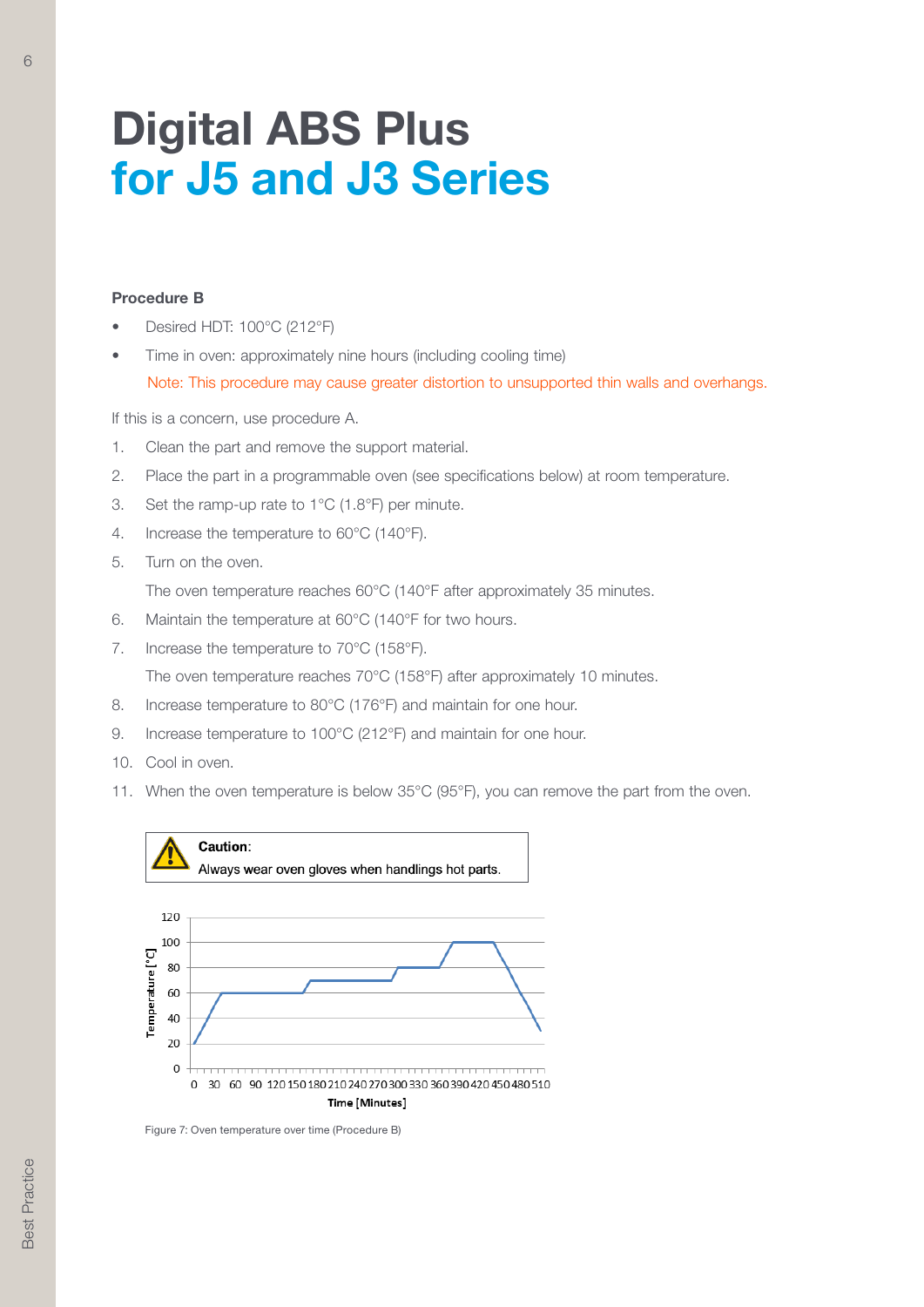# Digital ABS Plus
# for J5 and J3 Series

**Procedure B**

- Desired HDT: 100°C (212°F)
- Time in oven: approximately nine hours (including cooling time)

  Note: This procedure may cause greater distortion to unsupported thin walls and overhangs.

If this is a concern, use procedure A.

1. Clean the part and remove the support material.
2. Place the part in a programmable oven (see specifications below) at room temperature.
3. Set the ramp-up rate to 1°C (1.8°F) per minute.
4. Increase the temperature to 60°C (140°F).
5. Turn on the oven.

   The oven temperature reaches 60°C (140°F after approximately 35 minutes.
6. Maintain the temperature at 60°C (140°F for two hours.
7. Increase the temperature to 70°C (158°F).

   The oven temperature reaches 70°C (158°F) after approximately 10 minutes.
8. Increase temperature to 80°C (176°F) and maintain for one hour.
9. Increase temperature to 100°C (212°F) and maintain for one hour.
10. Cool in oven.
11. When the oven temperature is below 35°C (95°F), you can remove the part from the oven.

**Caution**:
Always wear oven gloves when handlings hot parts.

Figure 7: Oven temperature over time (Procedure B)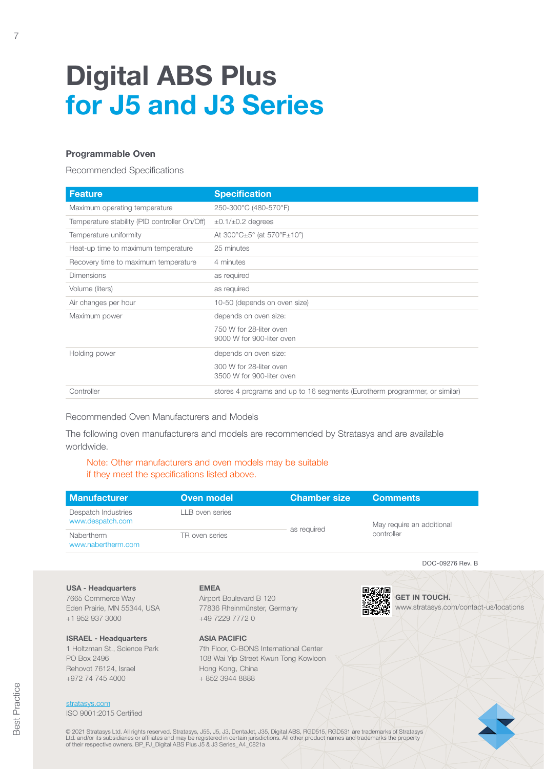# Digital ABS Plus
# for J5 and J3 Series

### Programmable Oven

Recommended Specifications

| Feature | Specification |
|---|---|
| Maximum operating temperature | 250-300°C (480-570°F) |
| Temperature stability (PID controller On/Off) | ±0.1/±0.2 degrees |
| Temperature uniformity | At 300°C±5° (at 570°F±10°) |
| Heat-up time to maximum temperature | 25 minutes |
| Recovery time to maximum temperature | 4 minutes |
| Dimensions | as required |
| Volume (liters) | as required |
| Air changes per hour | 10-50 (depends on oven size) |
| Maximum power | depends on oven size:<br>750 W for 28-liter oven<br>9000 W for 900-liter oven |
| Holding power | depends on oven size:<br>300 W for 28-liter oven<br>3500 W for 900-liter oven |
| Controller | stores 4 programs and up to 16 segments (Eurotherm programmer, or similar) |

Recommended Oven Manufacturers and Models

The following oven manufacturers and models are recommended by Stratasys and are available worldwide.

Note: Other manufacturers and oven models may be suitable if they meet the specifications listed above.

| Manufacturer | Oven model | Chamber size | Comments |
|---|---|---|---|
| Despatch Industries<br>www.despatch.com | LLB oven series | as required | May require an additional controller |
| Nabertherm<br>www.nabertherm.com | TR oven series | | |

DOC-09276 Rev. B

**USA - Headquarters**
7665 Commerce Way
Eden Prairie, MN 55344, USA
+1 952 937 3000

**ISRAEL - Headquarters**
1 Holtzman St., Science Park
PO Box 2496
Rehovot 76124, Israel
+972 74 745 4000

**EMEA**
Airport Boulevard B 120
77836 Rheinmünster, Germany
+49 7229 7772 0

**ASIA PACIFIC**
7th Floor, C-BONS International Center
108 Wai Yip Street Kwun Tong Kowloon
Hong Kong, China
+ 852 3944 8888

**GET IN TOUCH.**
www.stratasys.com/contact-us/locations

stratasys.com
ISO 9001:2015 Certified

© 2021 Stratasys Ltd. All rights reserved. Stratasys, J55, J5, J3, DentaJet, J35, Digital ABS, RGD515, RGD531 are trademarks of Stratasys Ltd. and/or its subsidiaries or affiliates and may be registered in certain jurisdictions. All other product names and trademarks the property of their respective owners. BP_PJ_Digital ABS Plus J5 & J3 Series_A4_0821a